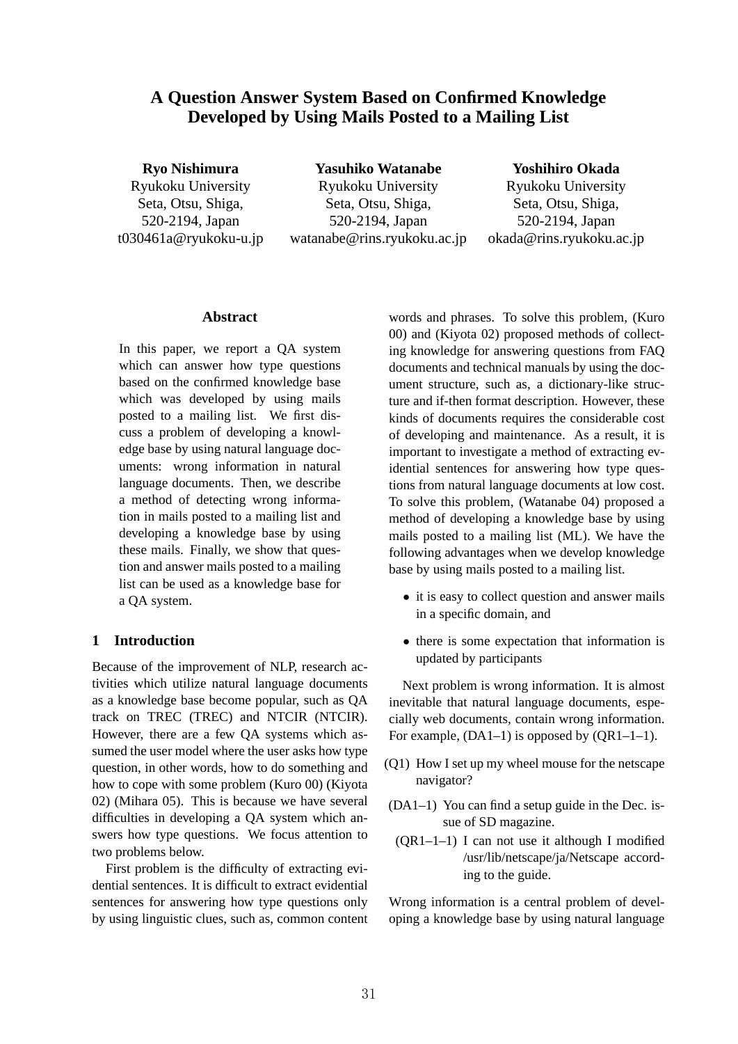# A Question Answer System Based on Confirmed Knowledge Developed by Using Mails Posted to a Mailing List

**Ryo Nishimura**
Ryukoku University
Seta, Otsu, Shiga,
520-2194, Japan
t030461a@ryukoku-u.jp

**Yasuhiko Watanabe**
Ryukoku University
Seta, Otsu, Shiga,
520-2194, Japan
watanabe@rins.ryukoku.ac.jp

**Yoshihiro Okada**
Ryukoku University
Seta, Otsu, Shiga,
520-2194, Japan
okada@rins.ryukoku.ac.jp

## Abstract

In this paper, we report a QA system which can answer how type questions based on the confirmed knowledge base which was developed by using mails posted to a mailing list. We first discuss a problem of developing a knowledge base by using natural language documents: wrong information in natural language documents. Then, we describe a method of detecting wrong information in mails posted to a mailing list and developing a knowledge base by using these mails. Finally, we show that question and answer mails posted to a mailing list can be used as a knowledge base for a QA system.

## 1 Introduction

Because of the improvement of NLP, research activities which utilize natural language documents as a knowledge base become popular, such as QA track on TREC (TREC) and NTCIR (NTCIR). However, there are a few QA systems which assumed the user model where the user asks how type question, in other words, how to do something and how to cope with some problem (Kuro 00) (Kiyota 02) (Mihara 05). This is because we have several difficulties in developing a QA system which answers how type questions. We focus attention to two problems below.

First problem is the difficulty of extracting evidential sentences. It is difficult to extract evidential sentences for answering how type questions only by using linguistic clues, such as, common content words and phrases. To solve this problem, (Kuro 00) and (Kiyota 02) proposed methods of collecting knowledge for answering questions from FAQ documents and technical manuals by using the document structure, such as, a dictionary-like structure and if-then format description. However, these kinds of documents requires the considerable cost of developing and maintenance. As a result, it is important to investigate a method of extracting evidential sentences for answering how type questions from natural language documents at low cost. To solve this problem, (Watanabe 04) proposed a method of developing a knowledge base by using mails posted to a mailing list (ML). We have the following advantages when we develop knowledge base by using mails posted to a mailing list.

- it is easy to collect question and answer mails in a specific domain, and
- there is some expectation that information is updated by participants

Next problem is wrong information. It is almost inevitable that natural language documents, especially web documents, contain wrong information. For example, (DA1–1) is opposed by (QR1–1–1).

(Q1) How I set up my wheel mouse for the netscape navigator?

(DA1–1) You can find a setup guide in the Dec. issue of SD magazine.

(QR1–1–1) I can not use it although I modified /usr/lib/netscape/ja/Netscape according to the guide.

Wrong information is a central problem of developing a knowledge base by using natural language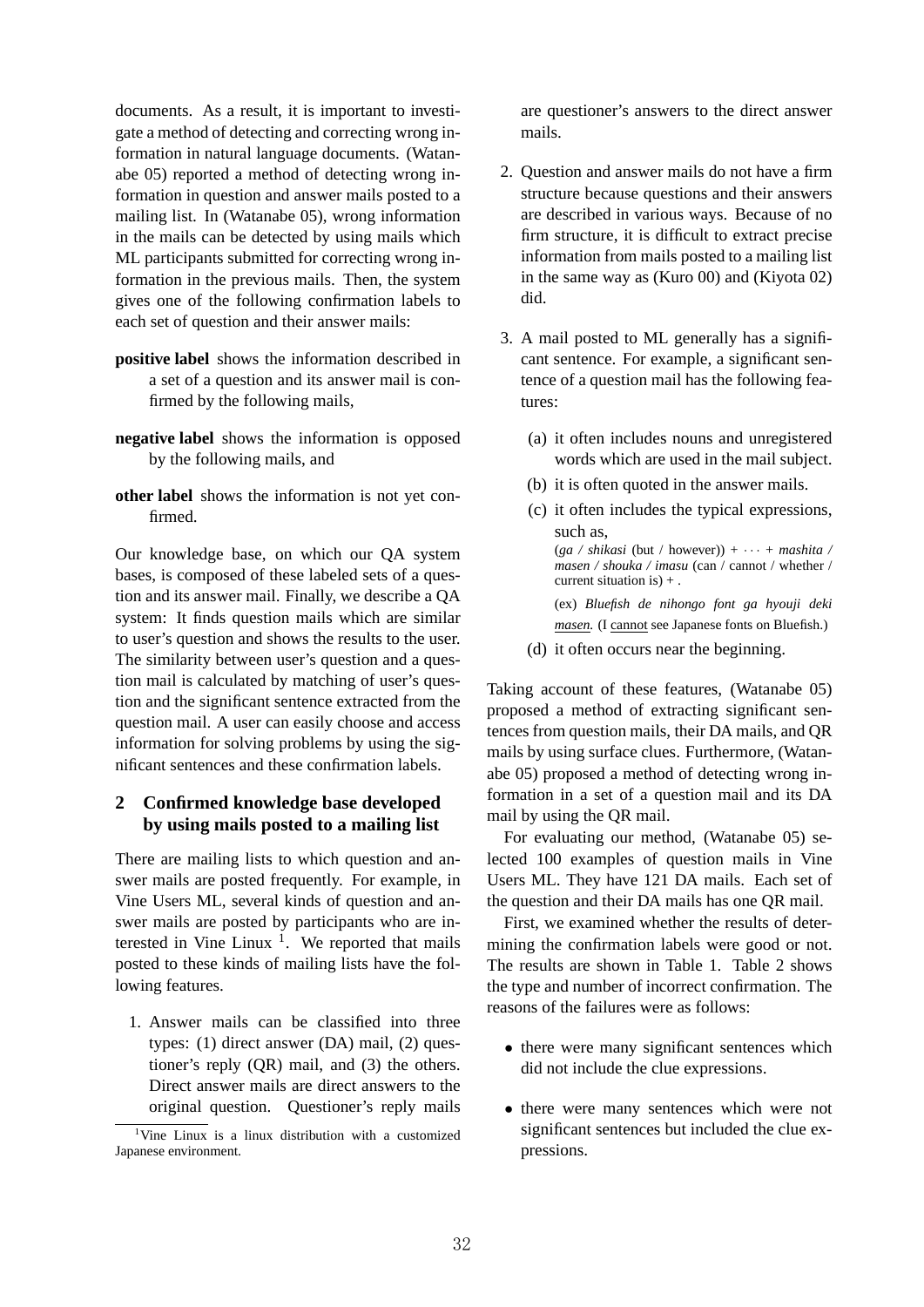documents. As a result, it is important to investigate a method of detecting and correcting wrong information in natural language documents. (Watanabe 05) reported a method of detecting wrong information in question and answer mails posted to a mailing list. In (Watanabe 05), wrong information in the mails can be detected by using mails which ML participants submitted for correcting wrong information in the previous mails. Then, the system gives one of the following confirmation labels to each set of question and their answer mails:

**positive label** shows the information described in a set of a question and its answer mail is confirmed by the following mails,

**negative label** shows the information is opposed by the following mails, and

**other label** shows the information is not yet confirmed.

Our knowledge base, on which our QA system bases, is composed of these labeled sets of a question and its answer mail. Finally, we describe a QA system: It finds question mails which are similar to user's question and shows the results to the user. The similarity between user's question and a question mail is calculated by matching of user's question and the significant sentence extracted from the question mail. A user can easily choose and access information for solving problems by using the significant sentences and these confirmation labels.

## 2 Confirmed knowledge base developed by using mails posted to a mailing list

There are mailing lists to which question and answer mails are posted frequently. For example, in Vine Users ML, several kinds of question and answer mails are posted by participants who are interested in Vine Linux [1]. We reported that mails posted to these kinds of mailing lists have the following features.

1. Answer mails can be classified into three types: (1) direct answer (DA) mail, (2) questioner's reply (QR) mail, and (3) the others. Direct answer mails are direct answers to the original question. Questioner's reply mails are questioner's answers to the direct answer mails.

2. Question and answer mails do not have a firm structure because questions and their answers are described in various ways. Because of no firm structure, it is difficult to extract precise information from mails posted to a mailing list in the same way as (Kuro 00) and (Kiyota 02) did.

3. A mail posted to ML generally has a significant sentence. For example, a significant sentence of a question mail has the following features:

   (a) it often includes nouns and unregistered words which are used in the mail subject.

   (b) it is often quoted in the answer mails.

   (c) it often includes the typical expressions, such as,
   (*ga / shikasi* (but / however)) + $\cdots$ + *mashita / masen / shouka / imasu* (can / cannot / whether / current situation is) + .

   (ex) *Bluefish de nihongo font ga hyouji deki masen.* (I cannot see Japanese fonts on Bluefish.)

   (d) it often occurs near the beginning.

Taking account of these features, (Watanabe 05) proposed a method of extracting significant sentences from question mails, their DA mails, and QR mails by using surface clues. Furthermore, (Watanabe 05) proposed a method of detecting wrong information in a set of a question mail and its DA mail by using the QR mail.

For evaluating our method, (Watanabe 05) selected 100 examples of question mails in Vine Users ML. They have 121 DA mails. Each set of the question and their DA mails has one QR mail.

First, we examined whether the results of determining the confirmation labels were good or not. The results are shown in Table 1. Table 2 shows the type and number of incorrect confirmation. The reasons of the failures were as follows:

- there were many significant sentences which did not include the clue expressions.

- there were many sentences which were not significant sentences but included the clue expressions.

[1] Vine Linux is a linux distribution with a customized Japanese environment.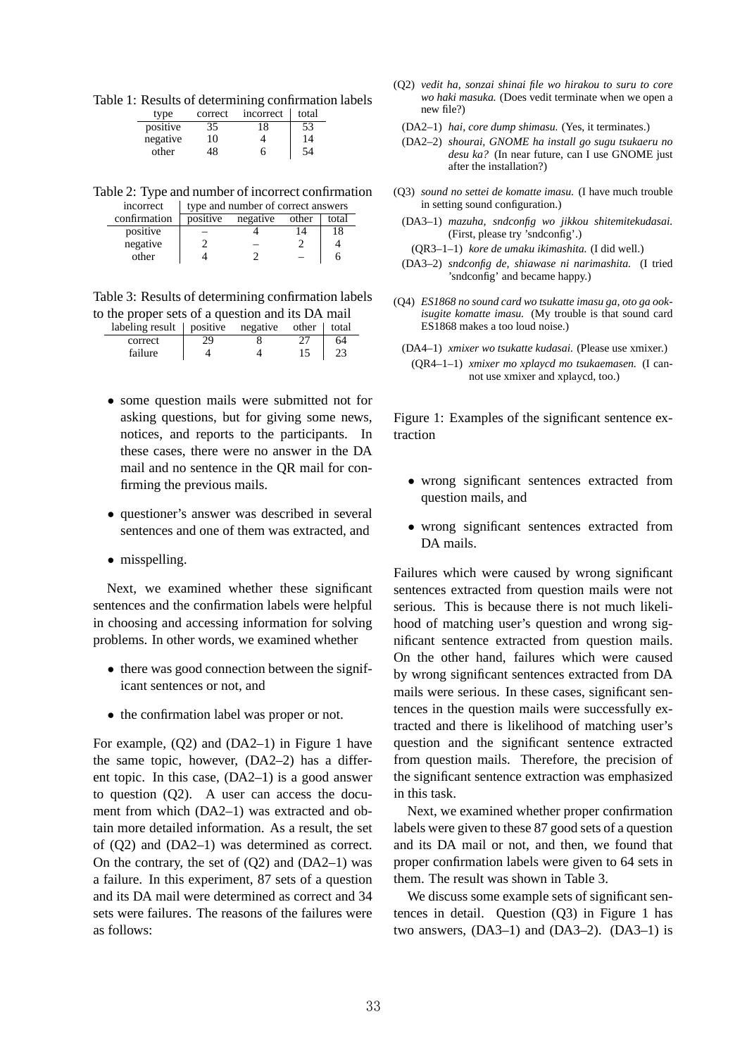Table 1: Results of determining confirmation labels

| type | correct | incorrect | total |
|---|---|---|---|
| positive | 35 | 18 | 53 |
| negative | 10 | 4 | 14 |
| other | 48 | 6 | 54 |

Table 2: Type and number of incorrect confirmation

| incorrect | type and number of correct answers | | | |
|---|---|---|---|---|
| confirmation | positive | negative | other | total |
| positive | – | 4 | 14 | 18 |
| negative | 2 | – | 2 | 4 |
| other | 4 | 2 | – | 6 |

Table 3: Results of determining confirmation labels to the proper sets of a question and its DA mail

| labeling result | positive | negative | other | total |
|---|---|---|---|---|
| correct | 29 | 8 | 27 | 64 |
| failure | 4 | 4 | 15 | 23 |

- some question mails were submitted not for asking questions, but for giving some news, notices, and reports to the participants. In these cases, there were no answer in the DA mail and no sentence in the QR mail for confirming the previous mails.
- questioner's answer was described in several sentences and one of them was extracted, and
- misspelling.

Next, we examined whether these significant sentences and the confirmation labels were helpful in choosing and accessing information for solving problems. In other words, we examined whether

- there was good connection between the significant sentences or not, and
- the confirmation label was proper or not.

For example, (Q2) and (DA2–1) in Figure 1 have the same topic, however, (DA2–2) has a different topic. In this case, (DA2–1) is a good answer to question (Q2). A user can access the document from which (DA2–1) was extracted and obtain more detailed information. As a result, the set of (Q2) and (DA2–1) was determined as correct. On the contrary, the set of (Q2) and (DA2–1) was a failure. In this experiment, 87 sets of a question and its DA mail were determined as correct and 34 sets were failures. The reasons of the failures were as follows:

(Q2) *vedit ha, sonzai shinai file wo hirakou to suru to core wo haki masuka.* (Does vedit terminate when we open a new file?)

(DA2–1) *hai, core dump shimasu.* (Yes, it terminates.)

(DA2–2) *shourai, GNOME ha install go sugu tsukaeru no desu ka?* (In near future, can I use GNOME just after the installation?)

(Q3) *sound no settei de komatte imasu.* (I have much trouble in setting sound configuration.)

(DA3–1) *mazuha, sndconfig wo jikkou shitemitekudasai.* (First, please try 'sndconfig'.)

(QR3–1–1) *kore de umaku ikimashita.* (I did well.)

(DA3–2) *sndconfig de, shiawase ni narimashita.* (I tried 'sndconfig' and became happy.)

(Q4) *ES1868 no sound card wo tsukatte imasu ga, oto ga ookisugite komatte imasu.* (My trouble is that sound card ES1868 makes a too loud noise.)

(DA4–1) *xmixer wo tsukatte kudasai.* (Please use xmixer.)

(QR4–1–1) *xmixer mo xplaycd mo tsukaemasen.* (I cannot use xmixer and xplaycd, too.)

Figure 1: Examples of the significant sentence extraction

- wrong significant sentences extracted from question mails, and
- wrong significant sentences extracted from DA mails.

Failures which were caused by wrong significant sentences extracted from question mails were not serious. This is because there is not much likelihood of matching user's question and wrong significant sentence extracted from question mails. On the other hand, failures which were caused by wrong significant sentences extracted from DA mails were serious. In these cases, significant sentences in the question mails were successfully extracted and there is likelihood of matching user's question and the significant sentence extracted from question mails. Therefore, the precision of the significant sentence extraction was emphasized in this task.

Next, we examined whether proper confirmation labels were given to these 87 good sets of a question and its DA mail or not, and then, we found that proper confirmation labels were given to 64 sets in them. The result was shown in Table 3.

We discuss some example sets of significant sentences in detail. Question (Q3) in Figure 1 has two answers, (DA3–1) and (DA3–2). (DA3–1) is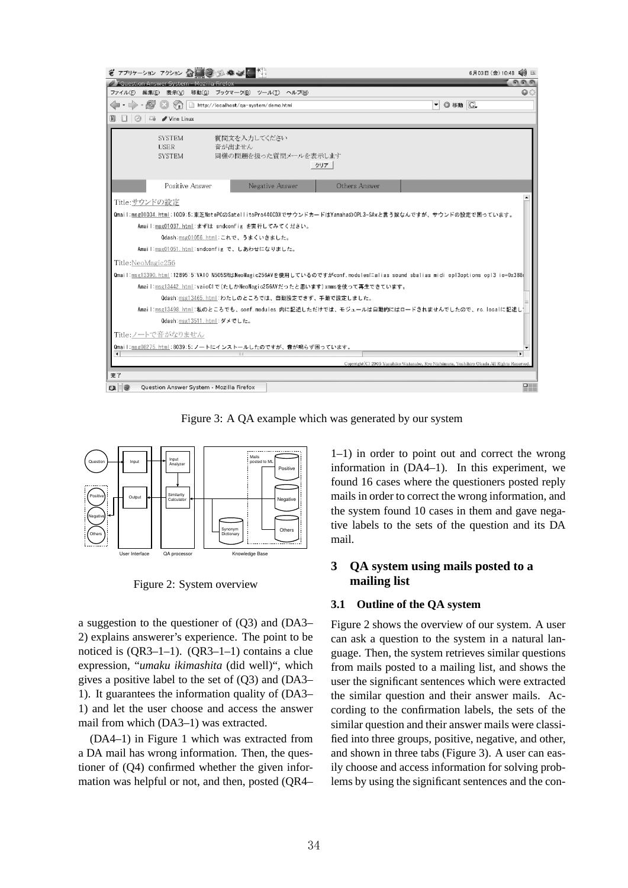Figure 3: A QA example which was generated by our system

Figure 2: System overview

a suggestion to the questioner of (Q3) and (DA3–2) explains answerer's experience. The point to be noticed is (QR3–1–1). (QR3–1–1) contains a clue expression, "*umaku ikimashita* (did well)", which gives a positive label to the set of (Q3) and (DA3–1). It guarantees the information quality of (DA3–1) and let the user choose and access the answer mail from which (DA3–1) was extracted.

(DA4–1) in Figure 1 which was extracted from a DA mail has wrong information. Then, the questioner of (Q4) confirmed whether the given information was helpful or not, and then, posted (QR4–1–1) in order to point out and correct the wrong information in (DA4–1). In this experiment, we found 16 cases where the questioners posted reply mails in order to correct the wrong information, and the system found 10 cases in them and gave negative labels to the sets of the question and its DA mail.

## 3 QA system using mails posted to a mailing list

### 3.1 Outline of the QA system

Figure 2 shows the overview of our system. A user can ask a question to the system in a natural language. Then, the system retrieves similar questions from mails posted to a mailing list, and shows the user the significant sentences which were extracted the similar question and their answer mails. According to the confirmation labels, the sets of the similar question and their answer mails were classified into three groups, positive, negative, and other, and shown in three tabs (Figure 3). A user can easily choose and access information for solving problems by using the significant sentences and the con-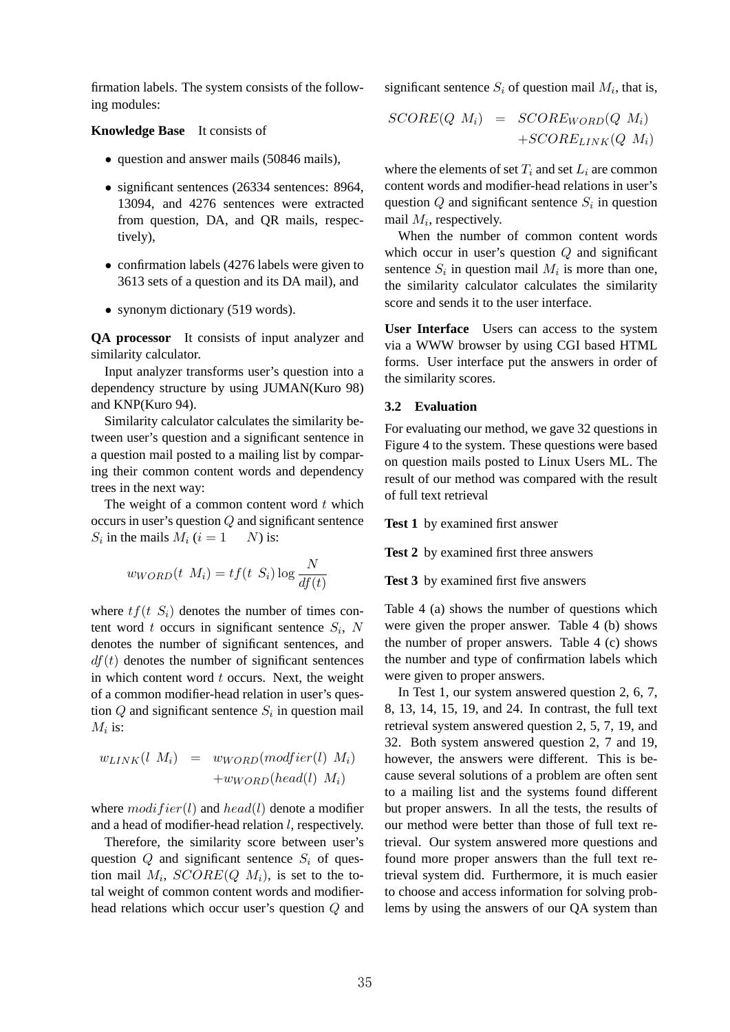firmation labels. The system consists of the following modules:

**Knowledge Base** It consists of

- question and answer mails (50846 mails),
- significant sentences (26334 sentences: 8964, 13094, and 4276 sentences were extracted from question, DA, and QR mails, respectively),
- confirmation labels (4276 labels were given to 3613 sets of a question and its DA mail), and
- synonym dictionary (519 words).

**QA processor** It consists of input analyzer and similarity calculator.

Input analyzer transforms user's question into a dependency structure by using JUMAN(Kuro 98) and KNP(Kuro 94).

Similarity calculator calculates the similarity between user's question and a significant sentence in a question mail posted to a mailing list by comparing their common content words and dependency trees in the next way:

The weight of a common content word $t$ which occurs in user's question $Q$ and significant sentence $S_i$ in the mails $M_i$ ($i = 1 \quad N$) is:

$$w_{WORD}(t \ M_i) = tf(t \ S_i) \log \frac{N}{df(t)}$$

where $tf(t \ S_i)$ denotes the number of times content word $t$ occurs in significant sentence $S_i$, $N$ denotes the number of significant sentences, and $df(t)$ denotes the number of significant sentences in which content word $t$ occurs. Next, the weight of a common modifier-head relation in user's question $Q$ and significant sentence $S_i$ in question mail $M_i$ is:

$$w_{LINK}(l \ M_i) = w_{WORD}(modfier(l) \ M_i) + w_{WORD}(head(l) \ M_i)$$

where $modifier(l)$ and $head(l)$ denote a modifier and a head of modifier-head relation $l$, respectively.

Therefore, the similarity score between user's question $Q$ and significant sentence $S_i$ of question mail $M_i$, $SCORE(Q \ M_i)$, is set to the total weight of common content words and modifier-head relations which occur user's question $Q$ and significant sentence $S_i$ of question mail $M_i$, that is,

$$SCORE(Q \ M_i) = SCORE_{WORD}(Q \ M_i) + SCORE_{LINK}(Q \ M_i)$$

where the elements of set $T_i$ and set $L_i$ are common content words and modifier-head relations in user's question $Q$ and significant sentence $S_i$ in question mail $M_i$, respectively.

When the number of common content words which occur in user's question $Q$ and significant sentence $S_i$ in question mail $M_i$ is more than one, the similarity calculator calculates the similarity score and sends it to the user interface.

**User Interface** Users can access to the system via a WWW browser by using CGI based HTML forms. User interface put the answers in order of the similarity scores.

### 3.2 Evaluation

For evaluating our method, we gave 32 questions in Figure 4 to the system. These questions were based on question mails posted to Linux Users ML. The result of our method was compared with the result of full text retrieval

**Test 1** by examined first answer

**Test 2** by examined first three answers

**Test 3** by examined first five answers

Table 4 (a) shows the number of questions which were given the proper answer. Table 4 (b) shows the number of proper answers. Table 4 (c) shows the number and type of confirmation labels which were given to proper answers.

In Test 1, our system answered question 2, 6, 7, 8, 13, 14, 15, 19, and 24. In contrast, the full text retrieval system answered question 2, 5, 7, 19, and 32. Both system answered question 2, 7 and 19, however, the answers were different. This is because several solutions of a problem are often sent to a mailing list and the systems found different but proper answers. In all the tests, the results of our method were better than those of full text retrieval. Our system answered more questions and found more proper answers than the full text retrieval system did. Furthermore, it is much easier to choose and access information for solving problems by using the answers of our QA system than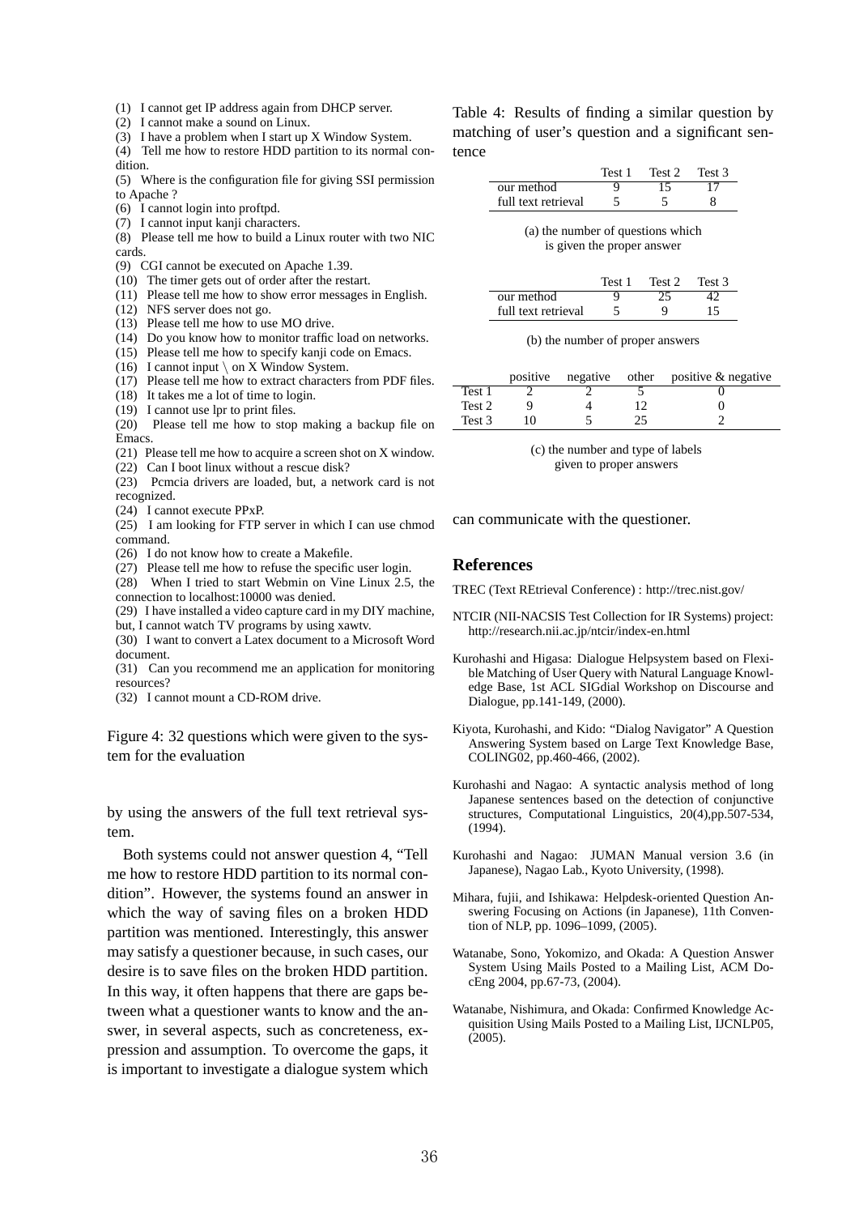(1) I cannot get IP address again from DHCP server.
(2) I cannot make a sound on Linux.
(3) I have a problem when I start up X Window System.
(4) Tell me how to restore HDD partition to its normal condition.
(5) Where is the configuration file for giving SSI permission to Apache ?
(6) I cannot login into proftpd.
(7) I cannot input kanji characters.
(8) Please tell me how to build a Linux router with two NIC cards.
(9) CGI cannot be executed on Apache 1.39.
(10) The timer gets out of order after the restart.
(11) Please tell me how to show error messages in English.
(12) NFS server does not go.
(13) Please tell me how to use MO drive.
(14) Do you know how to monitor traffic load on networks.
(15) Please tell me how to specify kanji code on Emacs.
(16) I cannot input \ on X Window System.
(17) Please tell me how to extract characters from PDF files.
(18) It takes me a lot of time to login.
(19) I cannot use lpr to print files.
(20) Please tell me how to stop making a backup file on Emacs.
(21) Please tell me how to acquire a screen shot on X window.
(22) Can I boot linux without a rescue disk?
(23) Pcmcia drivers are loaded, but, a network card is not recognized.
(24) I cannot execute PPxP.
(25) I am looking for FTP server in which I can use chmod command.
(26) I do not know how to create a Makefile.
(27) Please tell me how to refuse the specific user login.
(28) When I tried to start Webmin on Vine Linux 2.5, the connection to localhost:10000 was denied.
(29) I have installed a video capture card in my DIY machine, but, I cannot watch TV programs by using xawtv.
(30) I want to convert a Latex document to a Microsoft Word document.
(31) Can you recommend me an application for monitoring resources?
(32) I cannot mount a CD-ROM drive.

Figure 4: 32 questions which were given to the system for the evaluation

by using the answers of the full text retrieval system.

Both systems could not answer question 4, "Tell me how to restore HDD partition to its normal condition". However, the systems found an answer in which the way of saving files on a broken HDD partition was mentioned. Interestingly, this answer may satisfy a questioner because, in such cases, our desire is to save files on the broken HDD partition. In this way, it often happens that there are gaps between what a questioner wants to know and the answer, in several aspects, such as concreteness, expression and assumption. To overcome the gaps, it is important to investigate a dialogue system which can communicate with the questioner.

Table 4: Results of finding a similar question by matching of user's question and a significant sentence

| | Test 1 | Test 2 | Test 3 |
|---|---|---|---|
| our method | 9 | 15 | 17 |
| full text retrieval | 5 | 5 | 8 |

(a) the number of questions which is given the proper answer

| | Test 1 | Test 2 | Test 3 |
|---|---|---|---|
| our method | 9 | 25 | 42 |
| full text retrieval | 5 | 9 | 15 |

(b) the number of proper answers

| | positive | negative | other | positive & negative |
|---|---|---|---|---|
| Test 1 | 2 | 2 | 5 | 0 |
| Test 2 | 9 | 4 | 12 | 0 |
| Test 3 | 10 | 5 | 25 | 2 |

(c) the number and type of labels given to proper answers

## References

TREC (Text REtrieval Conference) : http://trec.nist.gov/

NTCIR (NII-NACSIS Test Collection for IR Systems) project: http://research.nii.ac.jp/ntcir/index-en.html

Kurohashi and Higasa: Dialogue Helpsystem based on Flexible Matching of User Query with Natural Language Knowledge Base, 1st ACL SIGdial Workshop on Discourse and Dialogue, pp.141-149, (2000).

Kiyota, Kurohashi, and Kido: "Dialog Navigator" A Question Answering System based on Large Text Knowledge Base, COLING02, pp.460-466, (2002).

Kurohashi and Nagao: A syntactic analysis method of long Japanese sentences based on the detection of conjunctive structures, Computational Linguistics, 20(4),pp.507-534, (1994).

Kurohashi and Nagao: JUMAN Manual version 3.6 (in Japanese), Nagao Lab., Kyoto University, (1998).

Mihara, fujii, and Ishikawa: Helpdesk-oriented Question Answering Focusing on Actions (in Japanese), 11th Convention of NLP, pp. 1096–1099, (2005).

Watanabe, Sono, Yokomizo, and Okada: A Question Answer System Using Mails Posted to a Mailing List, ACM DocEng 2004, pp.67-73, (2004).

Watanabe, Nishimura, and Okada: Confirmed Knowledge Acquisition Using Mails Posted to a Mailing List, IJCNLP05, (2005).